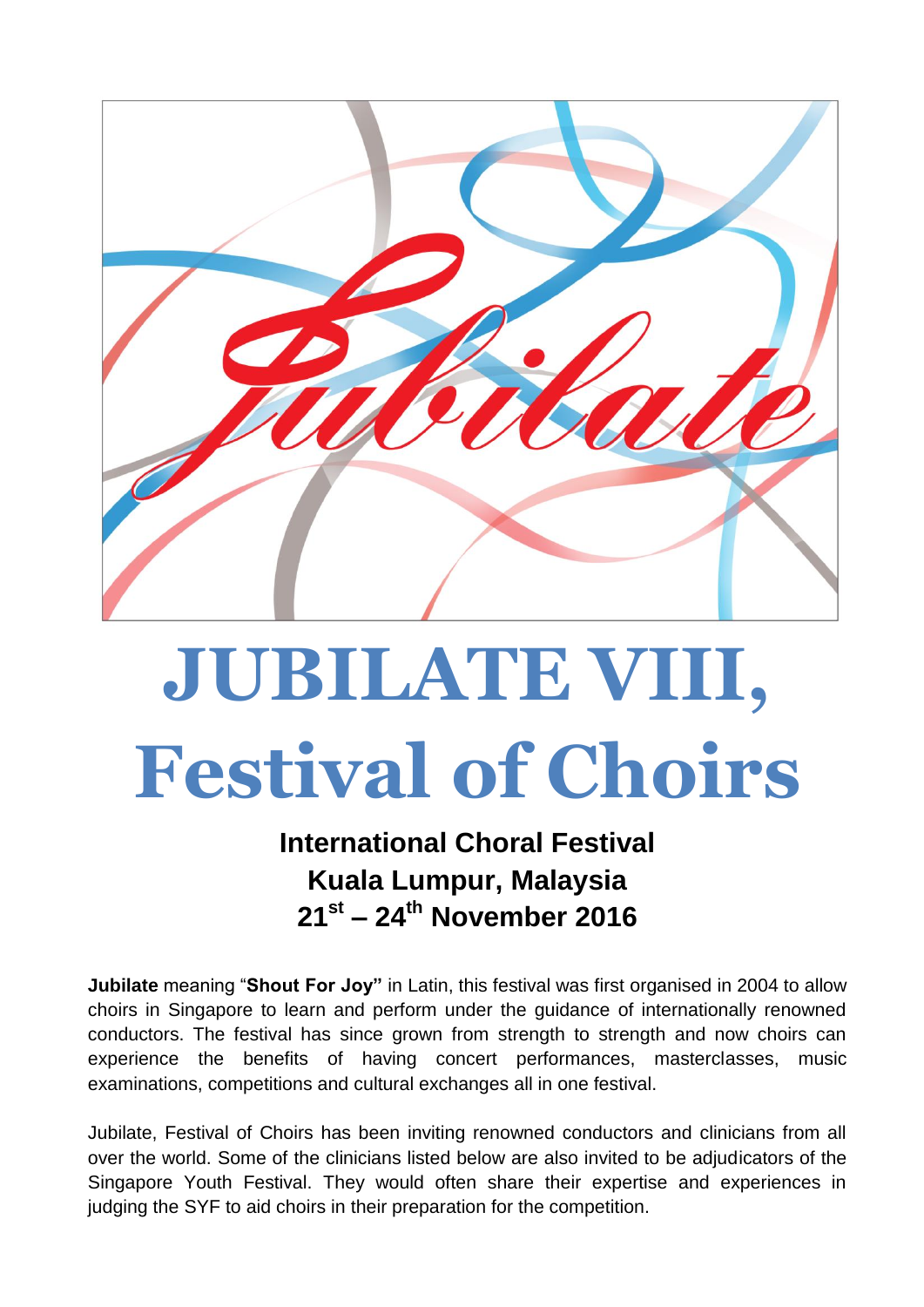# JUBILATE VIII, Festival of Choirs

**International Choral Festival**
**Kuala Lumpur, Malaysia**
**21st – 24th November 2016**

**Jubilate** meaning "**Shout For Joy"** in Latin, this festival was first organised in 2004 to allow choirs in Singapore to learn and perform under the guidance of internationally renowned conductors. The festival has since grown from strength to strength and now choirs can experience the benefits of having concert performances, masterclasses, music examinations, competitions and cultural exchanges all in one festival.

Jubilate, Festival of Choirs has been inviting renowned conductors and clinicians from all over the world. Some of the clinicians listed below are also invited to be adjudicators of the Singapore Youth Festival. They would often share their expertise and experiences in judging the SYF to aid choirs in their preparation for the competition.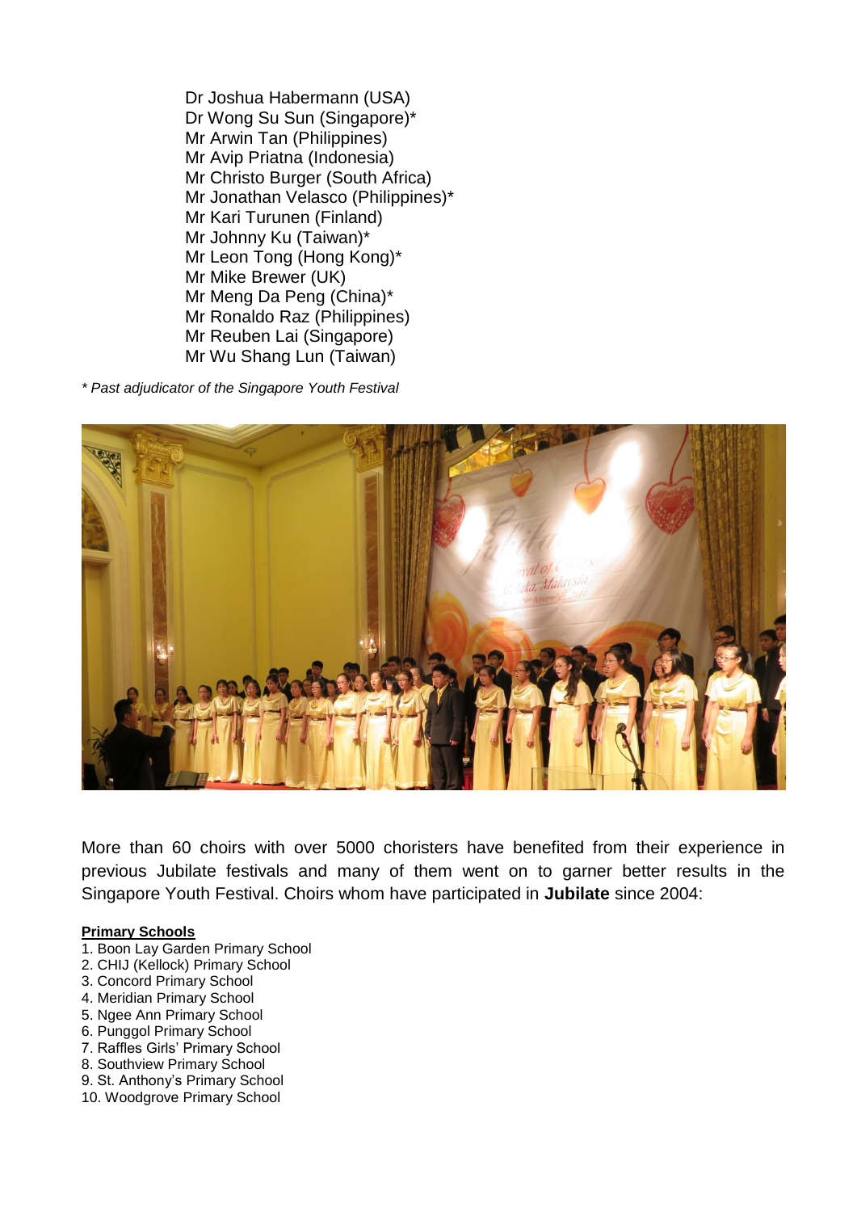Dr Joshua Habermann (USA)
Dr Wong Su Sun (Singapore)*
Mr Arwin Tan (Philippines)
Mr Avip Priatna (Indonesia)
Mr Christo Burger (South Africa)
Mr Jonathan Velasco (Philippines)*
Mr Kari Turunen (Finland)
Mr Johnny Ku (Taiwan)*
Mr Leon Tong (Hong Kong)*
Mr Mike Brewer (UK)
Mr Meng Da Peng (China)*
Mr Ronaldo Raz (Philippines)
Mr Reuben Lai (Singapore)
Mr Wu Shang Lun (Taiwan)

*\* Past adjudicator of the Singapore Youth Festival*

More than 60 choirs with over 5000 choristers have benefited from their experience in previous Jubilate festivals and many of them went on to garner better results in the Singapore Youth Festival. Choirs whom have participated in **Jubilate** since 2004:

**Primary Schools**

1. Boon Lay Garden Primary School
2. CHIJ (Kellock) Primary School
3. Concord Primary School
4. Meridian Primary School
5. Ngee Ann Primary School
6. Punggol Primary School
7. Raffles Girls' Primary School
8. Southview Primary School
9. St. Anthony's Primary School
10. Woodgrove Primary School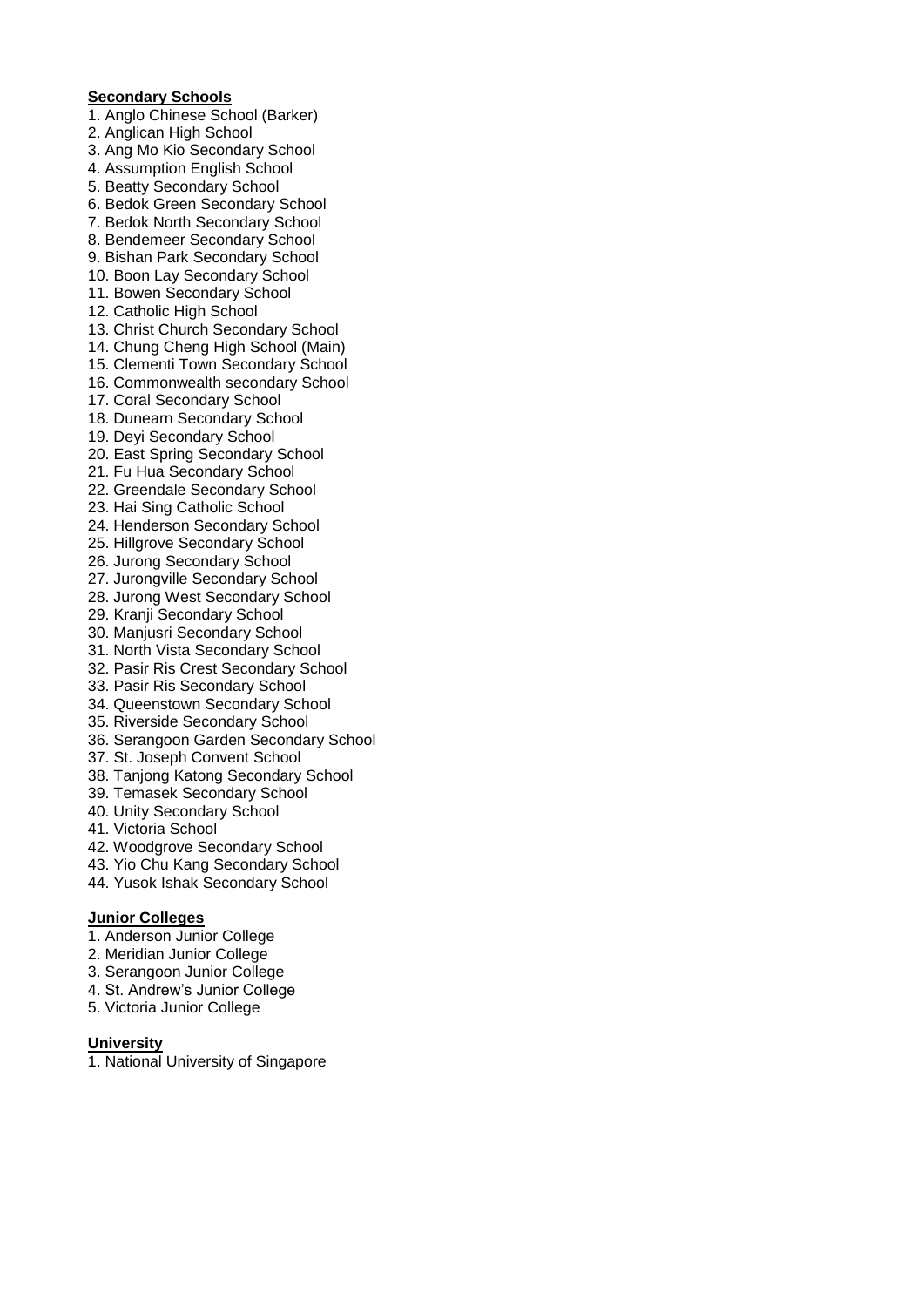**Secondary Schools**

1. Anglo Chinese School (Barker)
2. Anglican High School
3. Ang Mo Kio Secondary School
4. Assumption English School
5. Beatty Secondary School
6. Bedok Green Secondary School
7. Bedok North Secondary School
8. Bendemeer Secondary School
9. Bishan Park Secondary School
10. Boon Lay Secondary School
11. Bowen Secondary School
12. Catholic High School
13. Christ Church Secondary School
14. Chung Cheng High School (Main)
15. Clementi Town Secondary School
16. Commonwealth secondary School
17. Coral Secondary School
18. Dunearn Secondary School
19. Deyi Secondary School
20. East Spring Secondary School
21. Fu Hua Secondary School
22. Greendale Secondary School
23. Hai Sing Catholic School
24. Henderson Secondary School
25. Hillgrove Secondary School
26. Jurong Secondary School
27. Jurongville Secondary School
28. Jurong West Secondary School
29. Kranji Secondary School
30. Manjusri Secondary School
31. North Vista Secondary School
32. Pasir Ris Crest Secondary School
33. Pasir Ris Secondary School
34. Queenstown Secondary School
35. Riverside Secondary School
36. Serangoon Garden Secondary School
37. St. Joseph Convent School
38. Tanjong Katong Secondary School
39. Temasek Secondary School
40. Unity Secondary School
41. Victoria School
42. Woodgrove Secondary School
43. Yio Chu Kang Secondary School
44. Yusok Ishak Secondary School

**Junior Colleges**

1. Anderson Junior College
2. Meridian Junior College
3. Serangoon Junior College
4. St. Andrew's Junior College
5. Victoria Junior College

**University**

1. National University of Singapore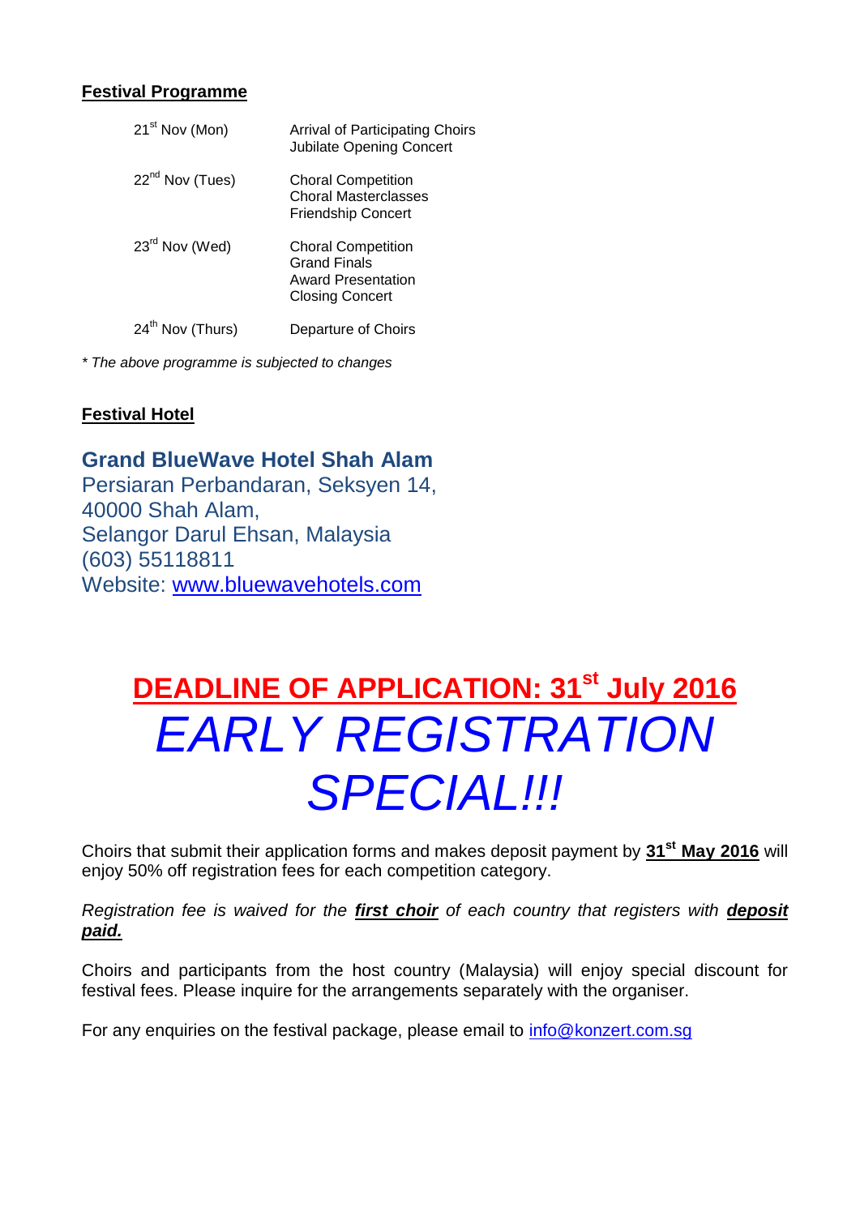## Festival Programme

| | |
|---|---|
| 21st Nov (Mon) | Arrival of Participating Choirs<br>Jubilate Opening Concert |
| 22nd Nov (Tues) | Choral Competition<br>Choral Masterclasses<br>Friendship Concert |
| 23rd Nov (Wed) | Choral Competition<br>Grand Finals<br>Award Presentation<br>Closing Concert |
| 24th Nov (Thurs) | Departure of Choirs |

*\* The above programme is subjected to changes*

## Festival Hotel

**Grand BlueWave Hotel Shah Alam**
Persiaran Perbandaran, Seksyen 14,
40000 Shah Alam,
Selangor Darul Ehsan, Malaysia
(603) 55118811
Website: www.bluewavehotels.com

# DEADLINE OF APPLICATION: 31st July 2016

# *EARLY REGISTRATION SPECIAL!!!*

Choirs that submit their application forms and makes deposit payment by **31st May 2016** will enjoy 50% off registration fees for each competition category.

*Registration fee is waived for the* ***first choir*** *of each country that registers with* ***deposit paid.***

Choirs and participants from the host country (Malaysia) will enjoy special discount for festival fees. Please inquire for the arrangements separately with the organiser.

For any enquiries on the festival package, please email to info@konzert.com.sg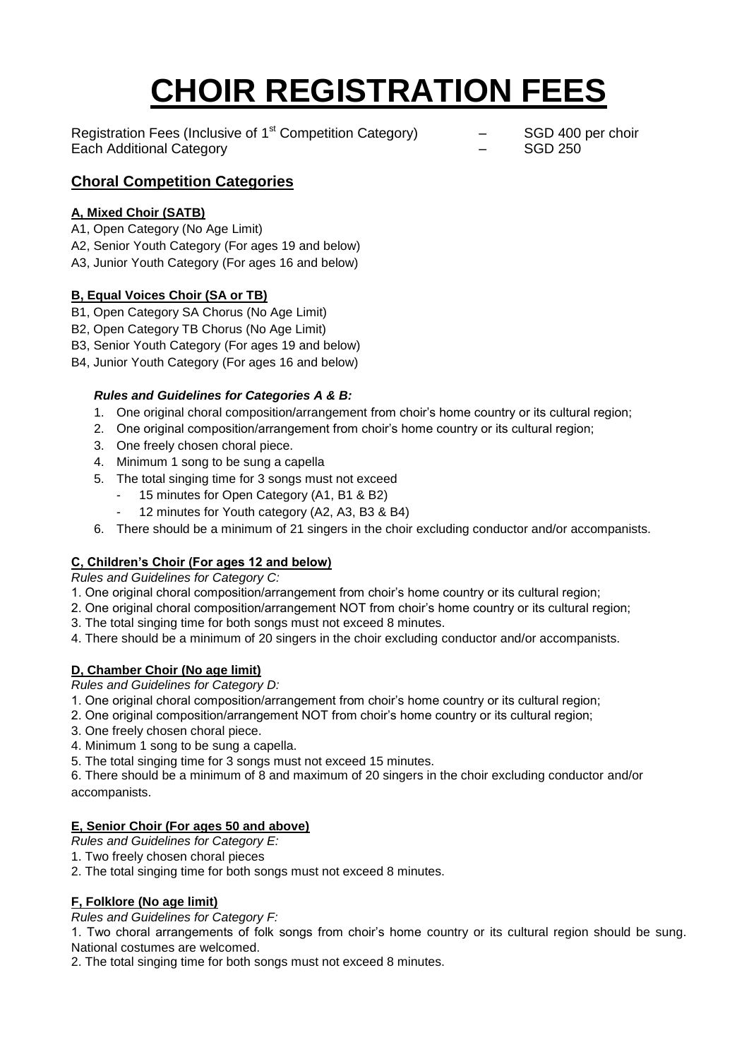# CHOIR REGISTRATION FEES

Registration Fees (Inclusive of 1st Competition Category) – SGD 400 per choir
Each Additional Category – SGD 250

## Choral Competition Categories

### A, Mixed Choir (SATB)

A1, Open Category (No Age Limit)
A2, Senior Youth Category (For ages 19 and below)
A3, Junior Youth Category (For ages 16 and below)

### B, Equal Voices Choir (SA or TB)

B1, Open Category SA Chorus (No Age Limit)
B2, Open Category TB Chorus (No Age Limit)
B3, Senior Youth Category (For ages 19 and below)
B4, Junior Youth Category (For ages 16 and below)

***Rules and Guidelines for Categories A & B:***

1. One original choral composition/arrangement from choir's home country or its cultural region;
2. One original composition/arrangement from choir's home country or its cultural region;
3. One freely chosen choral piece.
4. Minimum 1 song to be sung a capella
5. The total singing time for 3 songs must not exceed
   - 15 minutes for Open Category (A1, B1 & B2)
   - 12 minutes for Youth category (A2, A3, B3 & B4)
6. There should be a minimum of 21 singers in the choir excluding conductor and/or accompanists.

### C, Children's Choir (For ages 12 and below)

*Rules and Guidelines for Category C:*

1. One original choral composition/arrangement from choir's home country or its cultural region;
2. One original choral composition/arrangement NOT from choir's home country or its cultural region;
3. The total singing time for both songs must not exceed 8 minutes.
4. There should be a minimum of 20 singers in the choir excluding conductor and/or accompanists.

### D, Chamber Choir (No age limit)

*Rules and Guidelines for Category D:*

1. One original choral composition/arrangement from choir's home country or its cultural region;
2. One original composition/arrangement NOT from choir's home country or its cultural region;
3. One freely chosen choral piece.
4. Minimum 1 song to be sung a capella.
5. The total singing time for 3 songs must not exceed 15 minutes.
6. There should be a minimum of 8 and maximum of 20 singers in the choir excluding conductor and/or accompanists.

### E, Senior Choir (For ages 50 and above)

*Rules and Guidelines for Category E:*

1. Two freely chosen choral pieces
2. The total singing time for both songs must not exceed 8 minutes.

### F, Folklore (No age limit)

*Rules and Guidelines for Category F:*

1. Two choral arrangements of folk songs from choir's home country or its cultural region should be sung. National costumes are welcomed.
2. The total singing time for both songs must not exceed 8 minutes.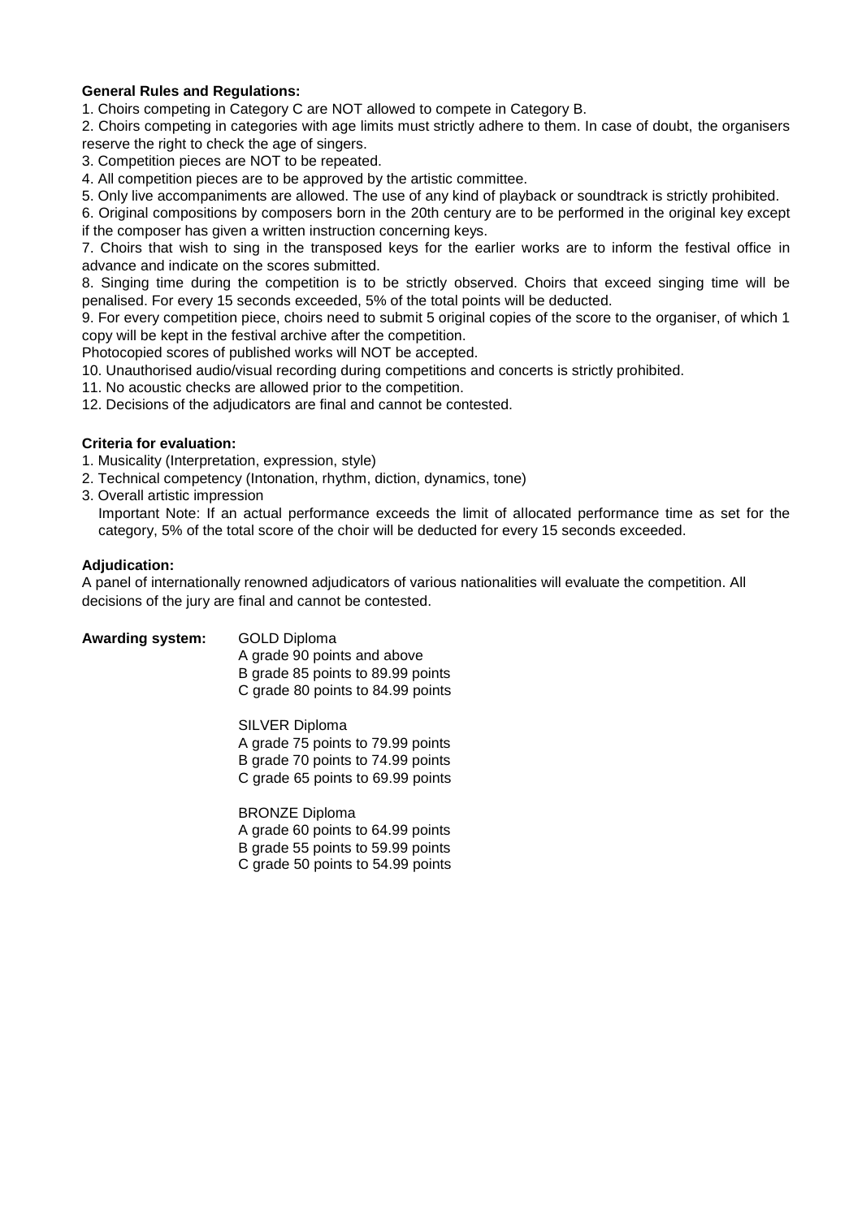**General Rules and Regulations:**

1. Choirs competing in Category C are NOT allowed to compete in Category B.
2. Choirs competing in categories with age limits must strictly adhere to them. In case of doubt, the organisers reserve the right to check the age of singers.
3. Competition pieces are NOT to be repeated.
4. All competition pieces are to be approved by the artistic committee.
5. Only live accompaniments are allowed. The use of any kind of playback or soundtrack is strictly prohibited.
6. Original compositions by composers born in the 20th century are to be performed in the original key except if the composer has given a written instruction concerning keys.
7. Choirs that wish to sing in the transposed keys for the earlier works are to inform the festival office in advance and indicate on the scores submitted.
8. Singing time during the competition is to be strictly observed. Choirs that exceed singing time will be penalised. For every 15 seconds exceeded, 5% of the total points will be deducted.
9. For every competition piece, choirs need to submit 5 original copies of the score to the organiser, of which 1 copy will be kept in the festival archive after the competition.
   Photocopied scores of published works will NOT be accepted.
10. Unauthorised audio/visual recording during competitions and concerts is strictly prohibited.
11. No acoustic checks are allowed prior to the competition.
12. Decisions of the adjudicators are final and cannot be contested.

**Criteria for evaluation:**

1. Musicality (Interpretation, expression, style)
2. Technical competency (Intonation, rhythm, diction, dynamics, tone)
3. Overall artistic impression

   Important Note: If an actual performance exceeds the limit of allocated performance time as set for the category, 5% of the total score of the choir will be deducted for every 15 seconds exceeded.

**Adjudication:**

A panel of internationally renowned adjudicators of various nationalities will evaluate the competition. All decisions of the jury are final and cannot be contested.

**Awarding system:**

GOLD Diploma
A grade 90 points and above
B grade 85 points to 89.99 points
C grade 80 points to 84.99 points

SILVER Diploma
A grade 75 points to 79.99 points
B grade 70 points to 74.99 points
C grade 65 points to 69.99 points

BRONZE Diploma
A grade 60 points to 64.99 points
B grade 55 points to 59.99 points
C grade 50 points to 54.99 points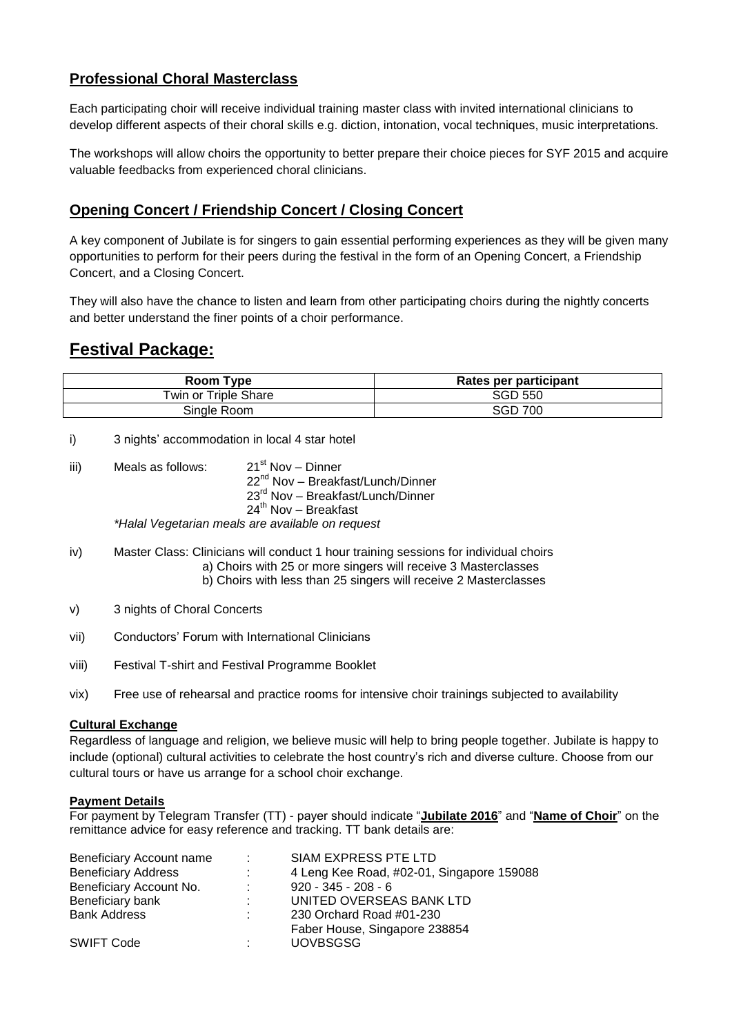## Professional Choral Masterclass

Each participating choir will receive individual training master class with invited international clinicians to develop different aspects of their choral skills e.g. diction, intonation, vocal techniques, music interpretations.

The workshops will allow choirs the opportunity to better prepare their choice pieces for SYF 2015 and acquire valuable feedbacks from experienced choral clinicians.

## Opening Concert / Friendship Concert / Closing Concert

A key component of Jubilate is for singers to gain essential performing experiences as they will be given many opportunities to perform for their peers during the festival in the form of an Opening Concert, a Friendship Concert, and a Closing Concert.

They will also have the chance to listen and learn from other participating choirs during the nightly concerts and better understand the finer points of a choir performance.

# Festival Package:

| Room Type | Rates per participant |
|---|---|
| Twin or Triple Share | SGD 550 |
| Single Room | SGD 700 |

i) 3 nights' accommodation in local 4 star hotel

iii) Meals as follows:
21st Nov – Dinner
22nd Nov – Breakfast/Lunch/Dinner
23rd Nov – Breakfast/Lunch/Dinner
24th Nov – Breakfast

*Halal Vegetarian meals are available on request*

iv) Master Class: Clinicians will conduct 1 hour training sessions for individual choirs
   a) Choirs with 25 or more singers will receive 3 Masterclasses
   b) Choirs with less than 25 singers will receive 2 Masterclasses

v) 3 nights of Choral Concerts

vii) Conductors' Forum with International Clinicians

viii) Festival T-shirt and Festival Programme Booklet

vix) Free use of rehearsal and practice rooms for intensive choir trainings subjected to availability

**Cultural Exchange**

Regardless of language and religion, we believe music will help to bring people together. Jubilate is happy to include (optional) cultural activities to celebrate the host country's rich and diverse culture. Choose from our cultural tours or have us arrange for a school choir exchange.

**Payment Details**

For payment by Telegram Transfer (TT) - payer should indicate "**Jubilate 2016**" and "**Name of Choir**" on the remittance advice for easy reference and tracking. TT bank details are:

| | | |
|---|---|---|
| Beneficiary Account name | : | SIAM EXPRESS PTE LTD |
| Beneficiary Address | : | 4 Leng Kee Road, #02-01, Singapore 159088 |
| Beneficiary Account No. | : | 920 - 345 - 208 - 6 |
| Beneficiary bank | : | UNITED OVERSEAS BANK LTD |
| Bank Address | : | 230 Orchard Road #01-230<br>Faber House, Singapore 238854 |
| SWIFT Code | : | UOVBSGSG |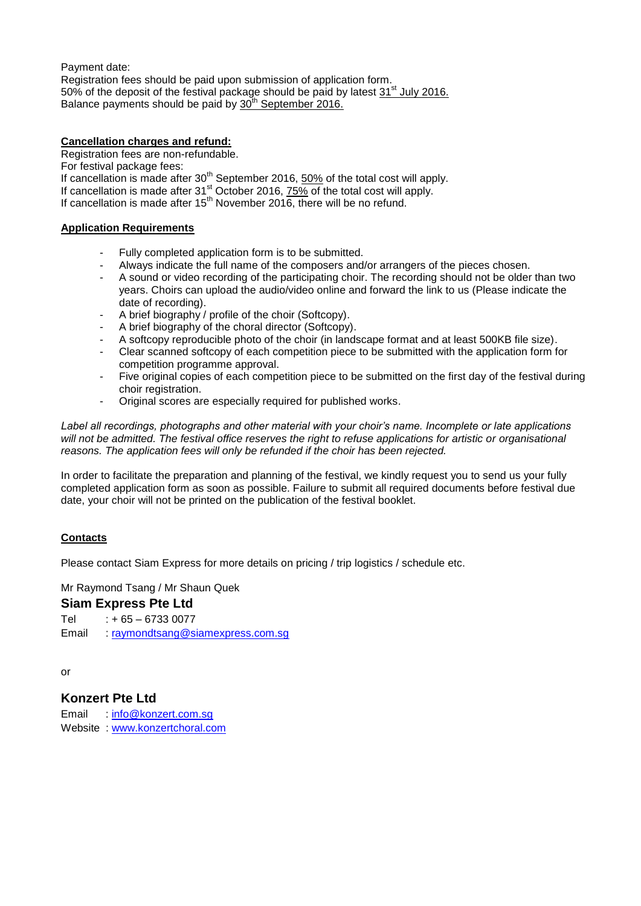Payment date:
Registration fees should be paid upon submission of application form.
50% of the deposit of the festival package should be paid by latest 31st July 2016.
Balance payments should be paid by 30th September 2016.

**Cancellation charges and refund:**

Registration fees are non-refundable.
For festival package fees:
If cancellation is made after 30th September 2016, 50% of the total cost will apply.
If cancellation is made after 31st October 2016, 75% of the total cost will apply.
If cancellation is made after 15th November 2016, there will be no refund.

**Application Requirements**

- Fully completed application form is to be submitted.
- Always indicate the full name of the composers and/or arrangers of the pieces chosen.
- A sound or video recording of the participating choir. The recording should not be older than two years. Choirs can upload the audio/video online and forward the link to us (Please indicate the date of recording).
- A brief biography / profile of the choir (Softcopy).
- A brief biography of the choral director (Softcopy).
- A softcopy reproducible photo of the choir (in landscape format and at least 500KB file size).
- Clear scanned softcopy of each competition piece to be submitted with the application form for competition programme approval.
- Five original copies of each competition piece to be submitted on the first day of the festival during choir registration.
- Original scores are especially required for published works.

*Label all recordings, photographs and other material with your choir's name. Incomplete or late applications will not be admitted. The festival office reserves the right to refuse applications for artistic or organisational reasons. The application fees will only be refunded if the choir has been rejected.*

In order to facilitate the preparation and planning of the festival, we kindly request you to send us your fully completed application form as soon as possible. Failure to submit all required documents before festival due date, your choir will not be printed on the publication of the festival booklet.

**Contacts**

Please contact Siam Express for more details on pricing / trip logistics / schedule etc.

Mr Raymond Tsang / Mr Shaun Quek

### Siam Express Pte Ltd

Tel : + 65 – 6733 0077
Email : raymondtsang@siamexpress.com.sg

or

### Konzert Pte Ltd

Email : info@konzert.com.sg
Website : www.konzertchoral.com